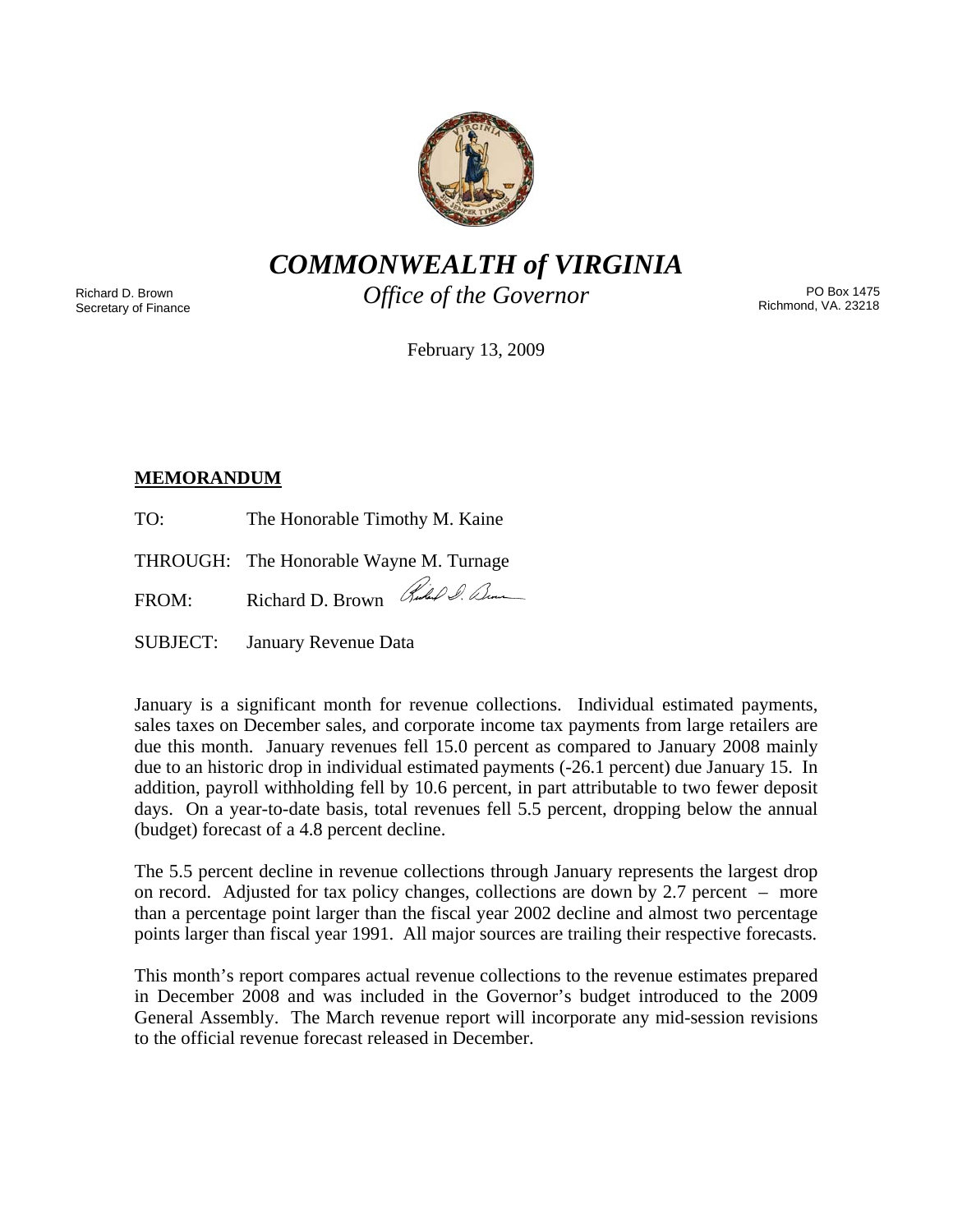# COMMONWEALTH of VIRGINIA

*Office of the Governor*

Richard D. Brown
Secretary of Finance

PO Box 1475
Richmond, VA. 23218

February 13, 2009

**MEMORANDUM**

TO: The Honorable Timothy M. Kaine

THROUGH: The Honorable Wayne M. Turnage

FROM: Richard D. Brown

SUBJECT: January Revenue Data

January is a significant month for revenue collections. Individual estimated payments, sales taxes on December sales, and corporate income tax payments from large retailers are due this month. January revenues fell 15.0 percent as compared to January 2008 mainly due to an historic drop in individual estimated payments (-26.1 percent) due January 15. In addition, payroll withholding fell by 10.6 percent, in part attributable to two fewer deposit days. On a year-to-date basis, total revenues fell 5.5 percent, dropping below the annual (budget) forecast of a 4.8 percent decline.

The 5.5 percent decline in revenue collections through January represents the largest drop on record. Adjusted for tax policy changes, collections are down by 2.7 percent – more than a percentage point larger than the fiscal year 2002 decline and almost two percentage points larger than fiscal year 1991. All major sources are trailing their respective forecasts.

This month's report compares actual revenue collections to the revenue estimates prepared in December 2008 and was included in the Governor's budget introduced to the 2009 General Assembly. The March revenue report will incorporate any mid-session revisions to the official revenue forecast released in December.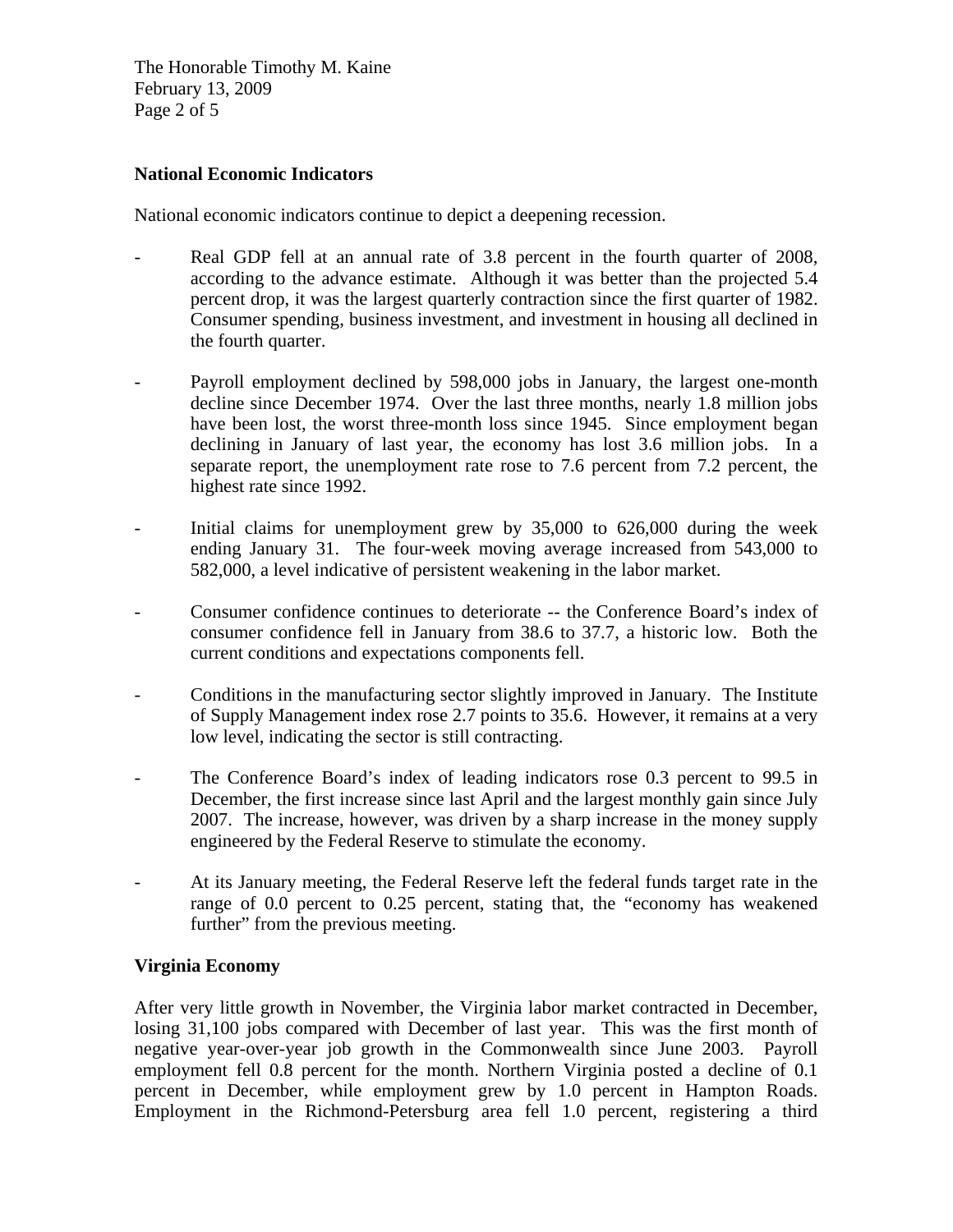**National Economic Indicators**

National economic indicators continue to depict a deepening recession.

- Real GDP fell at an annual rate of 3.8 percent in the fourth quarter of 2008, according to the advance estimate. Although it was better than the projected 5.4 percent drop, it was the largest quarterly contraction since the first quarter of 1982. Consumer spending, business investment, and investment in housing all declined in the fourth quarter.

- Payroll employment declined by 598,000 jobs in January, the largest one-month decline since December 1974. Over the last three months, nearly 1.8 million jobs have been lost, the worst three-month loss since 1945. Since employment began declining in January of last year, the economy has lost 3.6 million jobs. In a separate report, the unemployment rate rose to 7.6 percent from 7.2 percent, the highest rate since 1992.

- Initial claims for unemployment grew by 35,000 to 626,000 during the week ending January 31. The four-week moving average increased from 543,000 to 582,000, a level indicative of persistent weakening in the labor market.

- Consumer confidence continues to deteriorate -- the Conference Board's index of consumer confidence fell in January from 38.6 to 37.7, a historic low. Both the current conditions and expectations components fell.

- Conditions in the manufacturing sector slightly improved in January. The Institute of Supply Management index rose 2.7 points to 35.6. However, it remains at a very low level, indicating the sector is still contracting.

- The Conference Board's index of leading indicators rose 0.3 percent to 99.5 in December, the first increase since last April and the largest monthly gain since July 2007. The increase, however, was driven by a sharp increase in the money supply engineered by the Federal Reserve to stimulate the economy.

- At its January meeting, the Federal Reserve left the federal funds target rate in the range of 0.0 percent to 0.25 percent, stating that, the "economy has weakened further" from the previous meeting.

**Virginia Economy**

After very little growth in November, the Virginia labor market contracted in December, losing 31,100 jobs compared with December of last year. This was the first month of negative year-over-year job growth in the Commonwealth since June 2003. Payroll employment fell 0.8 percent for the month. Northern Virginia posted a decline of 0.1 percent in December, while employment grew by 1.0 percent in Hampton Roads. Employment in the Richmond-Petersburg area fell 1.0 percent, registering a third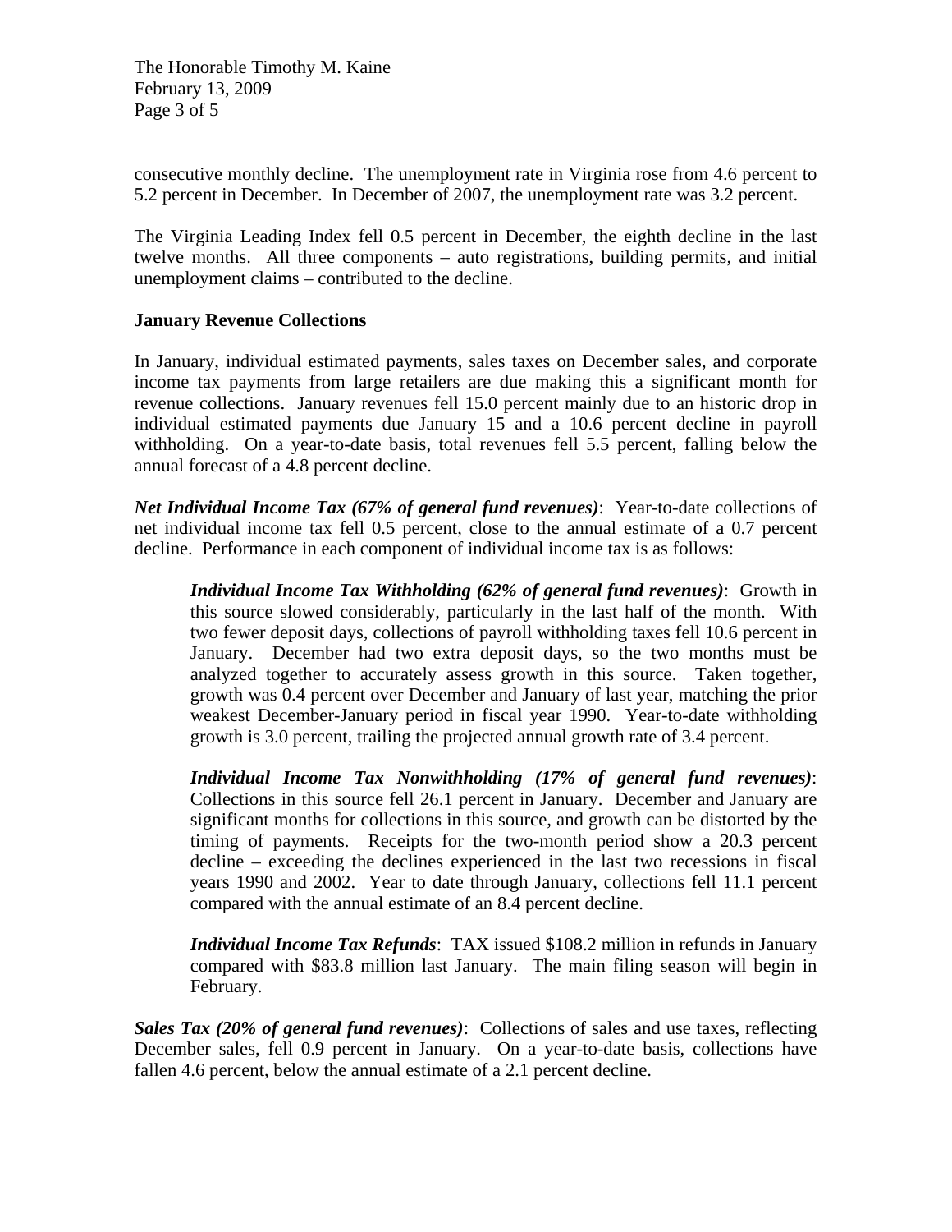consecutive monthly decline. The unemployment rate in Virginia rose from 4.6 percent to 5.2 percent in December. In December of 2007, the unemployment rate was 3.2 percent.

The Virginia Leading Index fell 0.5 percent in December, the eighth decline in the last twelve months. All three components – auto registrations, building permits, and initial unemployment claims – contributed to the decline.

**January Revenue Collections**

In January, individual estimated payments, sales taxes on December sales, and corporate income tax payments from large retailers are due making this a significant month for revenue collections. January revenues fell 15.0 percent mainly due to an historic drop in individual estimated payments due January 15 and a 10.6 percent decline in payroll withholding. On a year-to-date basis, total revenues fell 5.5 percent, falling below the annual forecast of a 4.8 percent decline.

***Net Individual Income Tax (67% of general fund revenues)***: Year-to-date collections of net individual income tax fell 0.5 percent, close to the annual estimate of a 0.7 percent decline. Performance in each component of individual income tax is as follows:

> ***Individual Income Tax Withholding (62% of general fund revenues)***: Growth in this source slowed considerably, particularly in the last half of the month. With two fewer deposit days, collections of payroll withholding taxes fell 10.6 percent in January. December had two extra deposit days, so the two months must be analyzed together to accurately assess growth in this source. Taken together, growth was 0.4 percent over December and January of last year, matching the prior weakest December-January period in fiscal year 1990. Year-to-date withholding growth is 3.0 percent, trailing the projected annual growth rate of 3.4 percent.
>
> ***Individual Income Tax Nonwithholding (17% of general fund revenues)***: Collections in this source fell 26.1 percent in January. December and January are significant months for collections in this source, and growth can be distorted by the timing of payments. Receipts for the two-month period show a 20.3 percent decline – exceeding the declines experienced in the last two recessions in fiscal years 1990 and 2002. Year to date through January, collections fell 11.1 percent compared with the annual estimate of an 8.4 percent decline.
>
> ***Individual Income Tax Refunds***: TAX issued $108.2 million in refunds in January compared with $83.8 million last January. The main filing season will begin in February.

***Sales Tax (20% of general fund revenues)***: Collections of sales and use taxes, reflecting December sales, fell 0.9 percent in January. On a year-to-date basis, collections have fallen 4.6 percent, below the annual estimate of a 2.1 percent decline.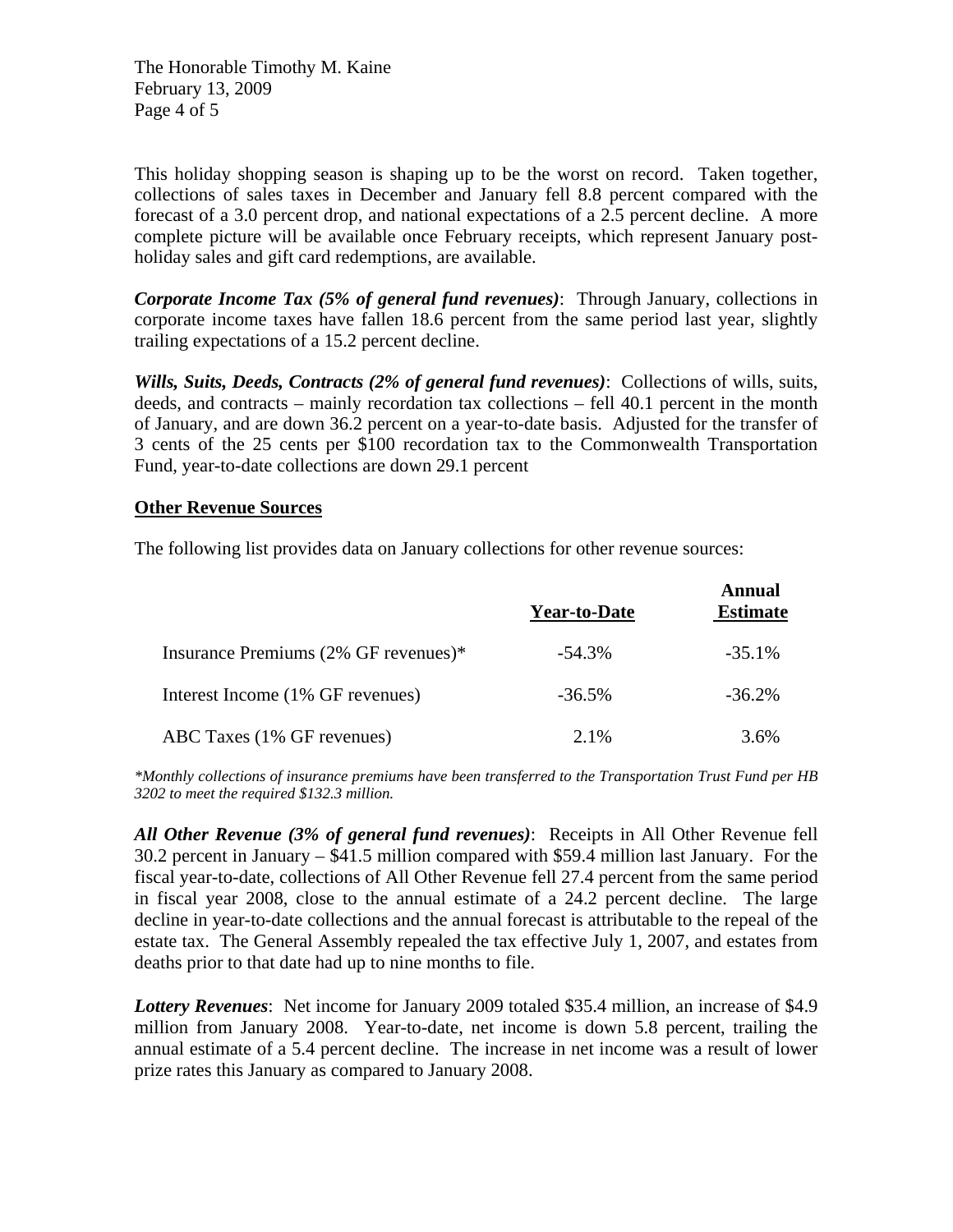This holiday shopping season is shaping up to be the worst on record. Taken together, collections of sales taxes in December and January fell 8.8 percent compared with the forecast of a 3.0 percent drop, and national expectations of a 2.5 percent decline. A more complete picture will be available once February receipts, which represent January post-holiday sales and gift card redemptions, are available.

***Corporate Income Tax (5% of general fund revenues)***: Through January, collections in corporate income taxes have fallen 18.6 percent from the same period last year, slightly trailing expectations of a 15.2 percent decline.

***Wills, Suits, Deeds, Contracts (2% of general fund revenues)***: Collections of wills, suits, deeds, and contracts – mainly recordation tax collections – fell 40.1 percent in the month of January, and are down 36.2 percent on a year-to-date basis. Adjusted for the transfer of 3 cents of the 25 cents per $100 recordation tax to the Commonwealth Transportation Fund, year-to-date collections are down 29.1 percent

**Other Revenue Sources**

The following list provides data on January collections for other revenue sources:

| | Year-to-Date | Annual Estimate |
|---|---|---|
| Insurance Premiums (2% GF revenues)* | -54.3% | -35.1% |
| Interest Income (1% GF revenues) | -36.5% | -36.2% |
| ABC Taxes (1% GF revenues) | 2.1% | 3.6% |

*\*Monthly collections of insurance premiums have been transferred to the Transportation Trust Fund per HB 3202 to meet the required $132.3 million.*

***All Other Revenue (3% of general fund revenues)***: Receipts in All Other Revenue fell 30.2 percent in January – $41.5 million compared with $59.4 million last January. For the fiscal year-to-date, collections of All Other Revenue fell 27.4 percent from the same period in fiscal year 2008, close to the annual estimate of a 24.2 percent decline. The large decline in year-to-date collections and the annual forecast is attributable to the repeal of the estate tax. The General Assembly repealed the tax effective July 1, 2007, and estates from deaths prior to that date had up to nine months to file.

***Lottery Revenues***: Net income for January 2009 totaled $35.4 million, an increase of $4.9 million from January 2008. Year-to-date, net income is down 5.8 percent, trailing the annual estimate of a 5.4 percent decline. The increase in net income was a result of lower prize rates this January as compared to January 2008.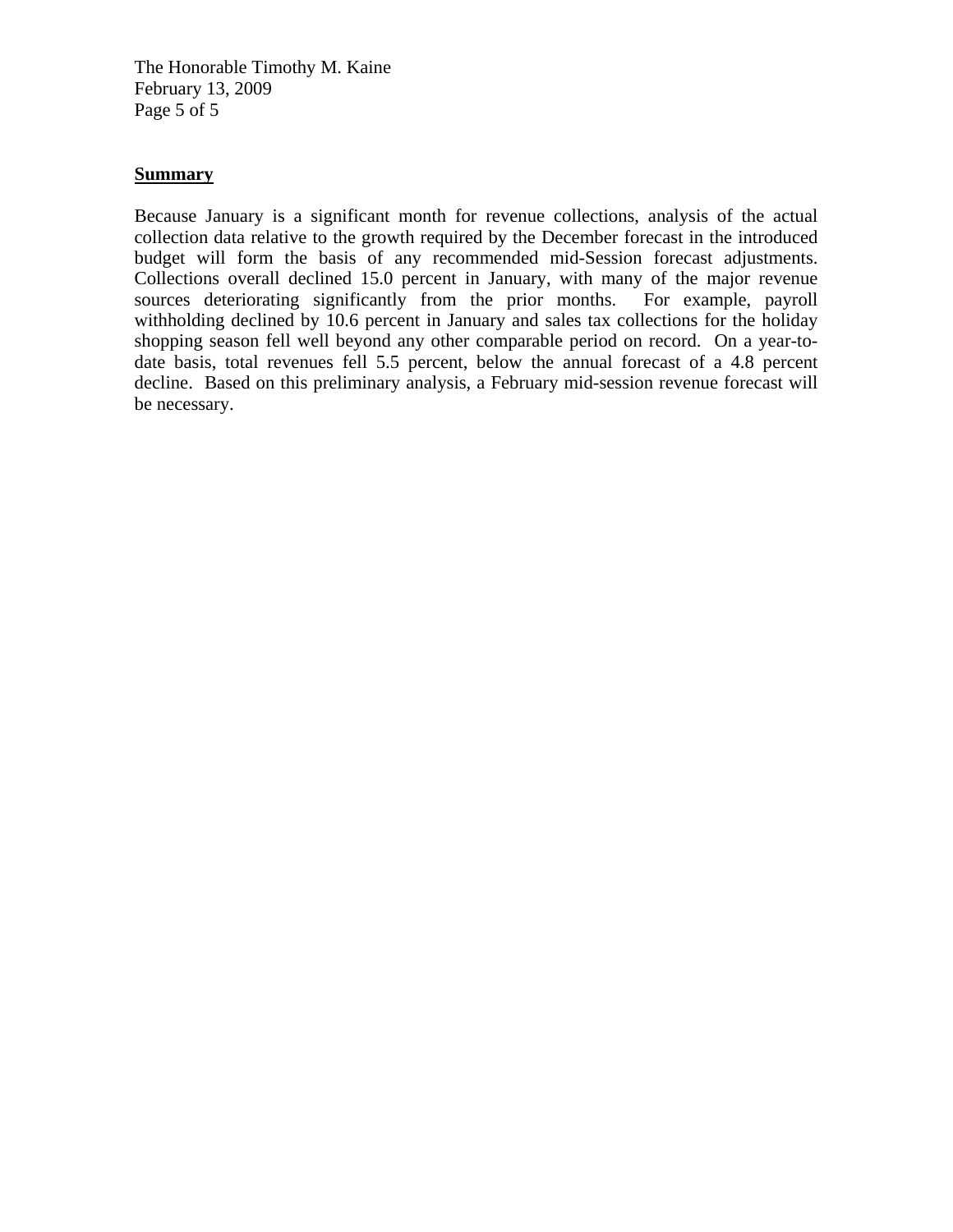## Summary

Because January is a significant month for revenue collections, analysis of the actual collection data relative to the growth required by the December forecast in the introduced budget will form the basis of any recommended mid-Session forecast adjustments. Collections overall declined 15.0 percent in January, with many of the major revenue sources deteriorating significantly from the prior months. For example, payroll withholding declined by 10.6 percent in January and sales tax collections for the holiday shopping season fell well beyond any other comparable period on record. On a year-to-date basis, total revenues fell 5.5 percent, below the annual forecast of a 4.8 percent decline. Based on this preliminary analysis, a February mid-session revenue forecast will be necessary.